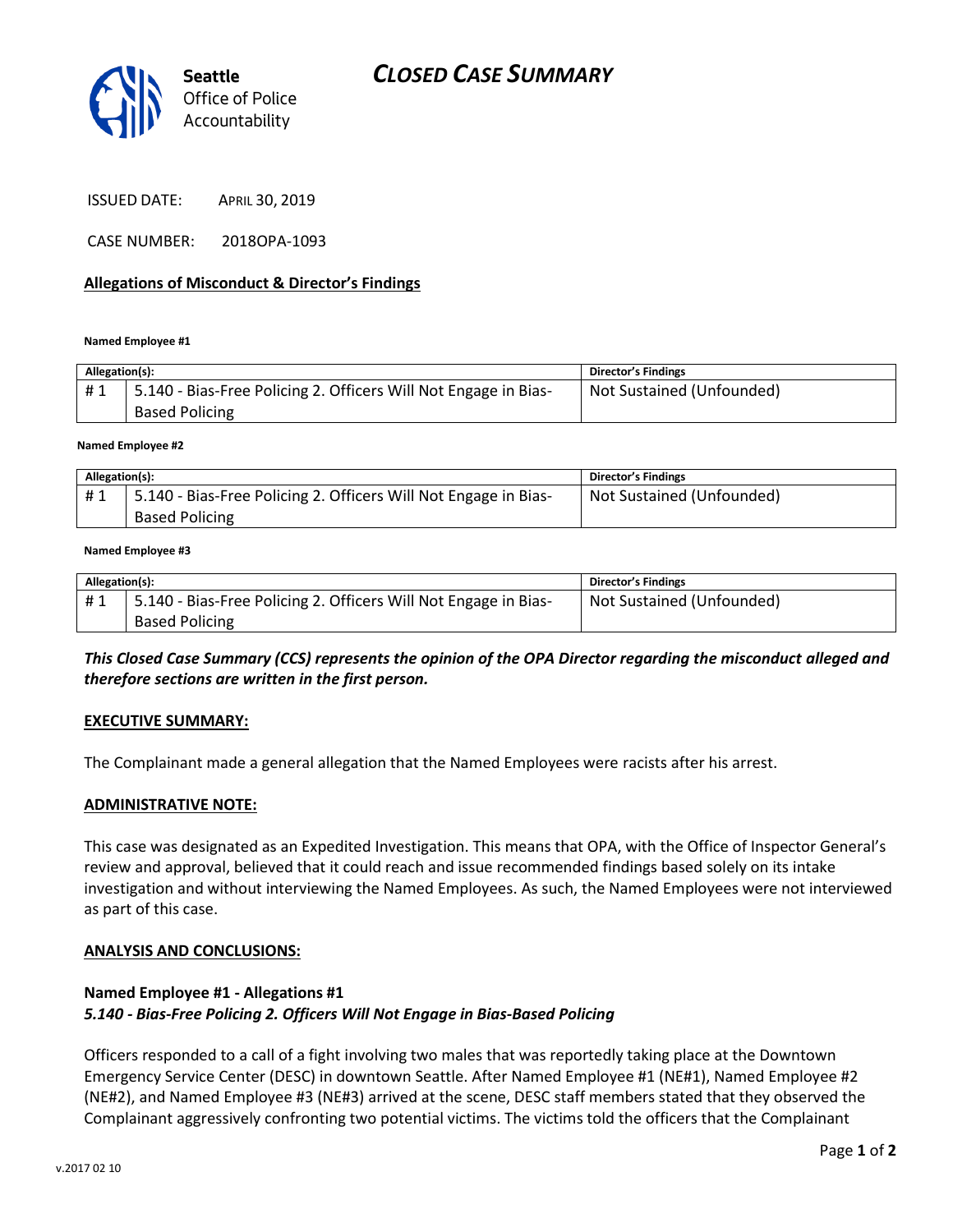Seattle Office of Police Accountability

# CLOSED CASE SUMMARY

ISSUED DATE: APRIL 30, 2019

CASE NUMBER: 2018OPA-1093

## Allegations of Misconduct & Director's Findings

**Named Employee #1**

| Allegation(s): | | Director's Findings |
|---|---|---|
| # 1 | 5.140 - Bias-Free Policing 2. Officers Will Not Engage in Bias-Based Policing | Not Sustained (Unfounded) |

**Named Employee #2**

| Allegation(s): | | Director's Findings |
|---|---|---|
| # 1 | 5.140 - Bias-Free Policing 2. Officers Will Not Engage in Bias-Based Policing | Not Sustained (Unfounded) |

**Named Employee #3**

| Allegation(s): | | Director's Findings |
|---|---|---|
| # 1 | 5.140 - Bias-Free Policing 2. Officers Will Not Engage in Bias-Based Policing | Not Sustained (Unfounded) |

***This Closed Case Summary (CCS) represents the opinion of the OPA Director regarding the misconduct alleged and therefore sections are written in the first person.***

**EXECUTIVE SUMMARY:**

The Complainant made a general allegation that the Named Employees were racists after his arrest.

**ADMINISTRATIVE NOTE:**

This case was designated as an Expedited Investigation. This means that OPA, with the Office of Inspector General's review and approval, believed that it could reach and issue recommended findings based solely on its intake investigation and without interviewing the Named Employees. As such, the Named Employees were not interviewed as part of this case.

**ANALYSIS AND CONCLUSIONS:**

**Named Employee #1 - Allegations #1**
***5.140 - Bias-Free Policing 2. Officers Will Not Engage in Bias-Based Policing***

Officers responded to a call of a fight involving two males that was reportedly taking place at the Downtown Emergency Service Center (DESC) in downtown Seattle. After Named Employee #1 (NE#1), Named Employee #2 (NE#2), and Named Employee #3 (NE#3) arrived at the scene, DESC staff members stated that they observed the Complainant aggressively confronting two potential victims. The victims told the officers that the Complainant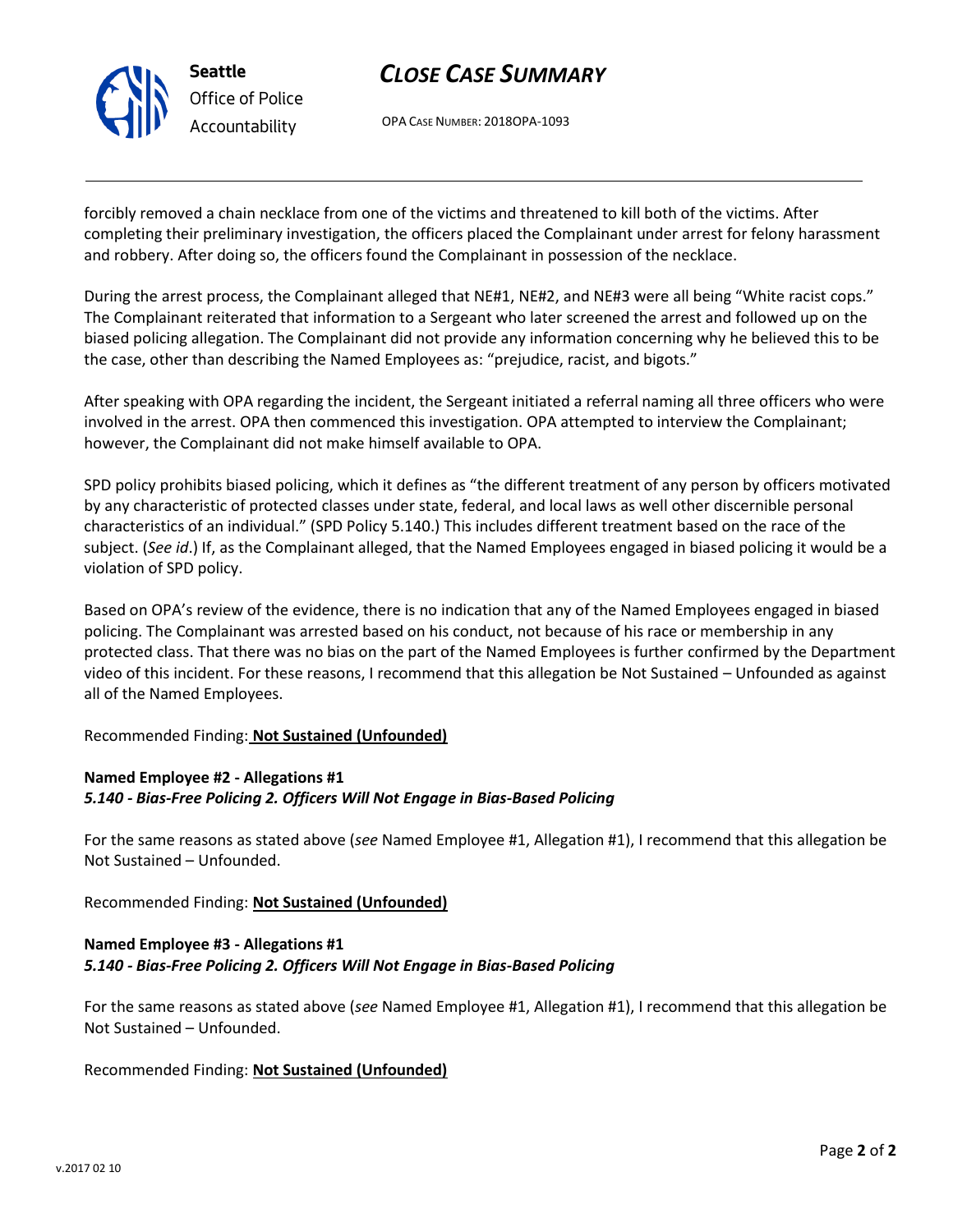forcibly removed a chain necklace from one of the victims and threatened to kill both of the victims. After completing their preliminary investigation, the officers placed the Complainant under arrest for felony harassment and robbery. After doing so, the officers found the Complainant in possession of the necklace.

During the arrest process, the Complainant alleged that NE#1, NE#2, and NE#3 were all being "White racist cops." The Complainant reiterated that information to a Sergeant who later screened the arrest and followed up on the biased policing allegation. The Complainant did not provide any information concerning why he believed this to be the case, other than describing the Named Employees as: "prejudice, racist, and bigots."

After speaking with OPA regarding the incident, the Sergeant initiated a referral naming all three officers who were involved in the arrest. OPA then commenced this investigation. OPA attempted to interview the Complainant; however, the Complainant did not make himself available to OPA.

SPD policy prohibits biased policing, which it defines as "the different treatment of any person by officers motivated by any characteristic of protected classes under state, federal, and local laws as well other discernible personal characteristics of an individual." (SPD Policy 5.140.) This includes different treatment based on the race of the subject. (*See id*.) If, as the Complainant alleged, that the Named Employees engaged in biased policing it would be a violation of SPD policy.

Based on OPA's review of the evidence, there is no indication that any of the Named Employees engaged in biased policing. The Complainant was arrested based on his conduct, not because of his race or membership in any protected class. That there was no bias on the part of the Named Employees is further confirmed by the Department video of this incident. For these reasons, I recommend that this allegation be Not Sustained – Unfounded as against all of the Named Employees.

Recommended Finding: **Not Sustained (Unfounded)**

**Named Employee #2 - Allegations #1**
***5.140 - Bias-Free Policing 2. Officers Will Not Engage in Bias-Based Policing***

For the same reasons as stated above (*see* Named Employee #1, Allegation #1), I recommend that this allegation be Not Sustained – Unfounded.

Recommended Finding: **Not Sustained (Unfounded)**

**Named Employee #3 - Allegations #1**
***5.140 - Bias-Free Policing 2. Officers Will Not Engage in Bias-Based Policing***

For the same reasons as stated above (*see* Named Employee #1, Allegation #1), I recommend that this allegation be Not Sustained – Unfounded.

Recommended Finding: **Not Sustained (Unfounded)**